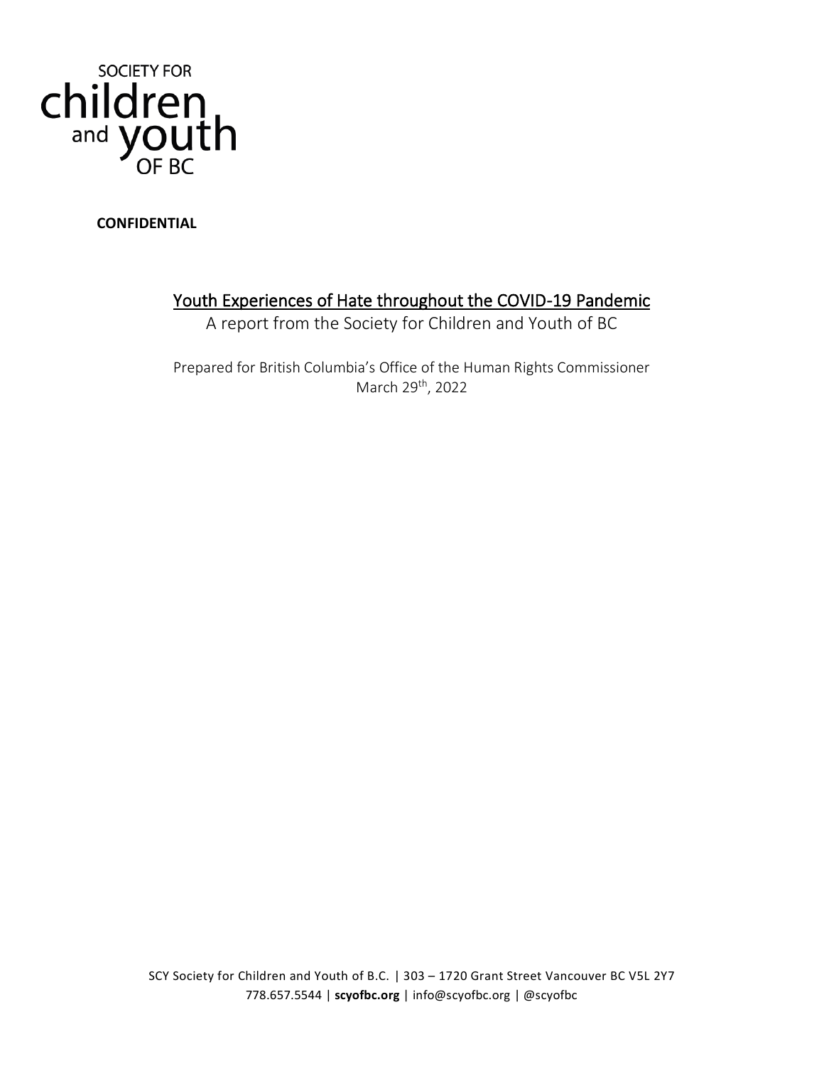SOCIETY FOR
children
and youth
OF BC

**CONFIDENTIAL**

# Youth Experiences of Hate throughout the COVID-19 Pandemic

A report from the Society for Children and Youth of BC

Prepared for British Columbia's Office of the Human Rights Commissioner
March 29th, 2022

SCY Society for Children and Youth of B.C. | 303 – 1720 Grant Street Vancouver BC V5L 2Y7
778.657.5544 | **scyofbc.org** | info@scyofbc.org | @scyofbc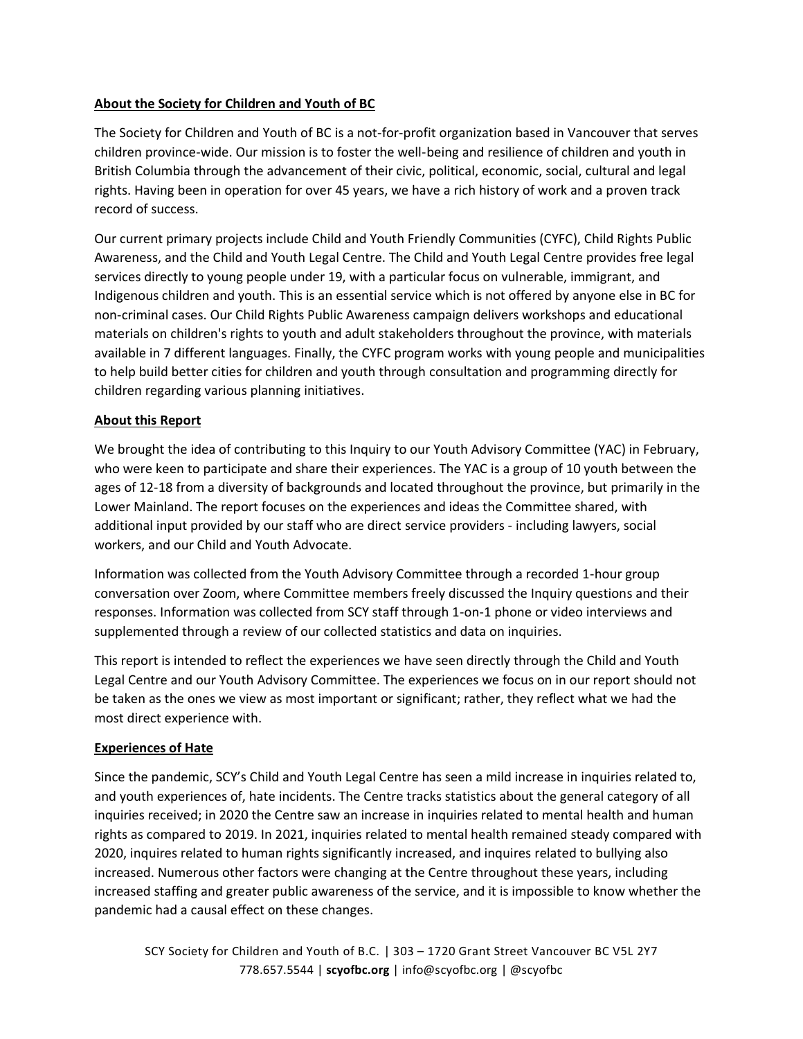## About the Society for Children and Youth of BC

The Society for Children and Youth of BC is a not-for-profit organization based in Vancouver that serves children province-wide. Our mission is to foster the well-being and resilience of children and youth in British Columbia through the advancement of their civic, political, economic, social, cultural and legal rights. Having been in operation for over 45 years, we have a rich history of work and a proven track record of success.

Our current primary projects include Child and Youth Friendly Communities (CYFC), Child Rights Public Awareness, and the Child and Youth Legal Centre. The Child and Youth Legal Centre provides free legal services directly to young people under 19, with a particular focus on vulnerable, immigrant, and Indigenous children and youth. This is an essential service which is not offered by anyone else in BC for non-criminal cases. Our Child Rights Public Awareness campaign delivers workshops and educational materials on children's rights to youth and adult stakeholders throughout the province, with materials available in 7 different languages. Finally, the CYFC program works with young people and municipalities to help build better cities for children and youth through consultation and programming directly for children regarding various planning initiatives.

## About this Report

We brought the idea of contributing to this Inquiry to our Youth Advisory Committee (YAC) in February, who were keen to participate and share their experiences. The YAC is a group of 10 youth between the ages of 12-18 from a diversity of backgrounds and located throughout the province, but primarily in the Lower Mainland. The report focuses on the experiences and ideas the Committee shared, with additional input provided by our staff who are direct service providers - including lawyers, social workers, and our Child and Youth Advocate.

Information was collected from the Youth Advisory Committee through a recorded 1-hour group conversation over Zoom, where Committee members freely discussed the Inquiry questions and their responses. Information was collected from SCY staff through 1-on-1 phone or video interviews and supplemented through a review of our collected statistics and data on inquiries.

This report is intended to reflect the experiences we have seen directly through the Child and Youth Legal Centre and our Youth Advisory Committee. The experiences we focus on in our report should not be taken as the ones we view as most important or significant; rather, they reflect what we had the most direct experience with.

## Experiences of Hate

Since the pandemic, SCY's Child and Youth Legal Centre has seen a mild increase in inquiries related to, and youth experiences of, hate incidents. The Centre tracks statistics about the general category of all inquiries received; in 2020 the Centre saw an increase in inquiries related to mental health and human rights as compared to 2019. In 2021, inquiries related to mental health remained steady compared with 2020, inquires related to human rights significantly increased, and inquires related to bullying also increased. Numerous other factors were changing at the Centre throughout these years, including increased staffing and greater public awareness of the service, and it is impossible to know whether the pandemic had a causal effect on these changes.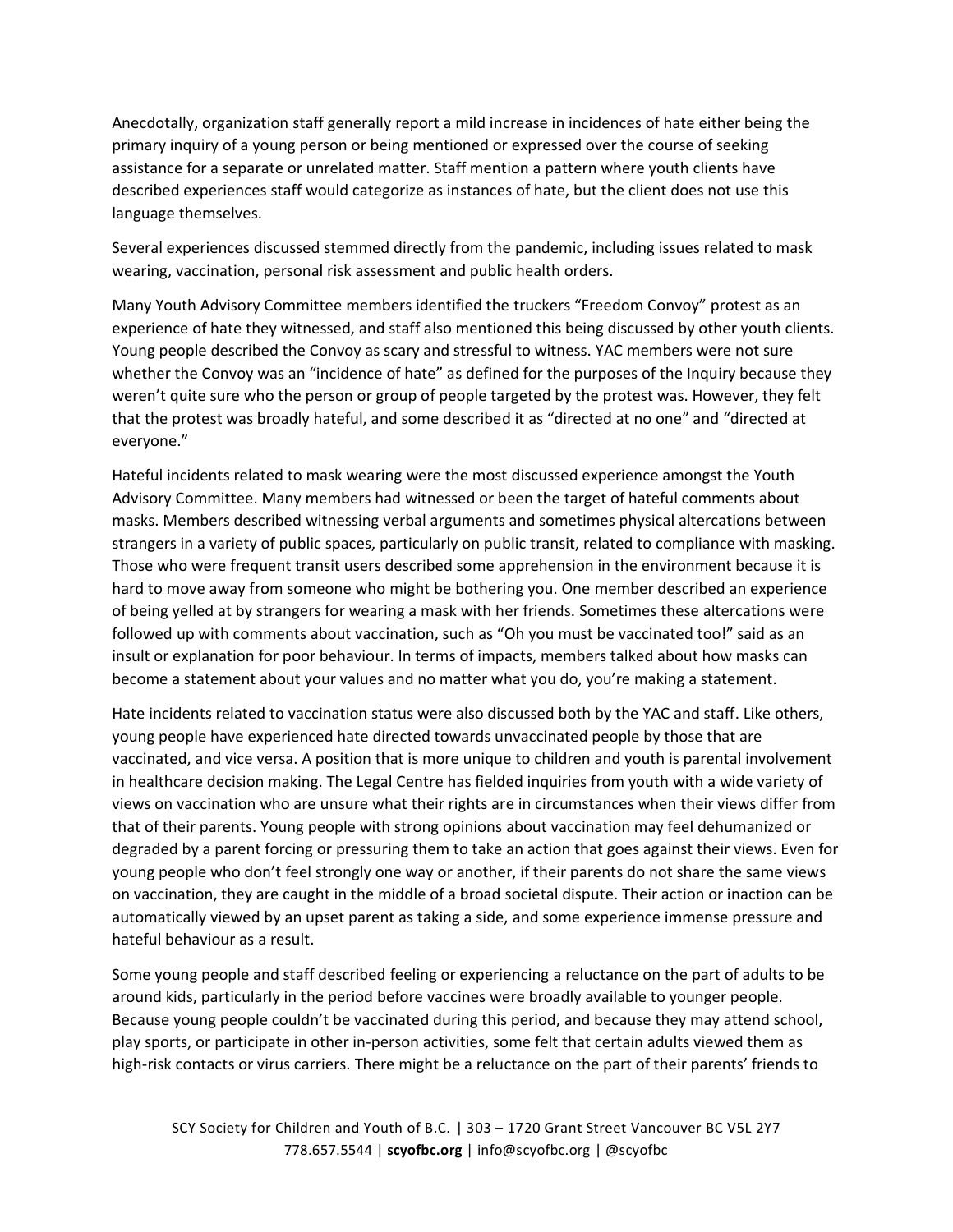Anecdotally, organization staff generally report a mild increase in incidences of hate either being the primary inquiry of a young person or being mentioned or expressed over the course of seeking assistance for a separate or unrelated matter. Staff mention a pattern where youth clients have described experiences staff would categorize as instances of hate, but the client does not use this language themselves.

Several experiences discussed stemmed directly from the pandemic, including issues related to mask wearing, vaccination, personal risk assessment and public health orders.

Many Youth Advisory Committee members identified the truckers "Freedom Convoy" protest as an experience of hate they witnessed, and staff also mentioned this being discussed by other youth clients. Young people described the Convoy as scary and stressful to witness. YAC members were not sure whether the Convoy was an "incidence of hate" as defined for the purposes of the Inquiry because they weren't quite sure who the person or group of people targeted by the protest was. However, they felt that the protest was broadly hateful, and some described it as "directed at no one" and "directed at everyone."

Hateful incidents related to mask wearing were the most discussed experience amongst the Youth Advisory Committee. Many members had witnessed or been the target of hateful comments about masks. Members described witnessing verbal arguments and sometimes physical altercations between strangers in a variety of public spaces, particularly on public transit, related to compliance with masking. Those who were frequent transit users described some apprehension in the environment because it is hard to move away from someone who might be bothering you. One member described an experience of being yelled at by strangers for wearing a mask with her friends. Sometimes these altercations were followed up with comments about vaccination, such as "Oh you must be vaccinated too!" said as an insult or explanation for poor behaviour. In terms of impacts, members talked about how masks can become a statement about your values and no matter what you do, you're making a statement.

Hate incidents related to vaccination status were also discussed both by the YAC and staff. Like others, young people have experienced hate directed towards unvaccinated people by those that are vaccinated, and vice versa. A position that is more unique to children and youth is parental involvement in healthcare decision making. The Legal Centre has fielded inquiries from youth with a wide variety of views on vaccination who are unsure what their rights are in circumstances when their views differ from that of their parents. Young people with strong opinions about vaccination may feel dehumanized or degraded by a parent forcing or pressuring them to take an action that goes against their views. Even for young people who don't feel strongly one way or another, if their parents do not share the same views on vaccination, they are caught in the middle of a broad societal dispute. Their action or inaction can be automatically viewed by an upset parent as taking a side, and some experience immense pressure and hateful behaviour as a result.

Some young people and staff described feeling or experiencing a reluctance on the part of adults to be around kids, particularly in the period before vaccines were broadly available to younger people. Because young people couldn't be vaccinated during this period, and because they may attend school, play sports, or participate in other in-person activities, some felt that certain adults viewed them as high-risk contacts or virus carriers. There might be a reluctance on the part of their parents' friends to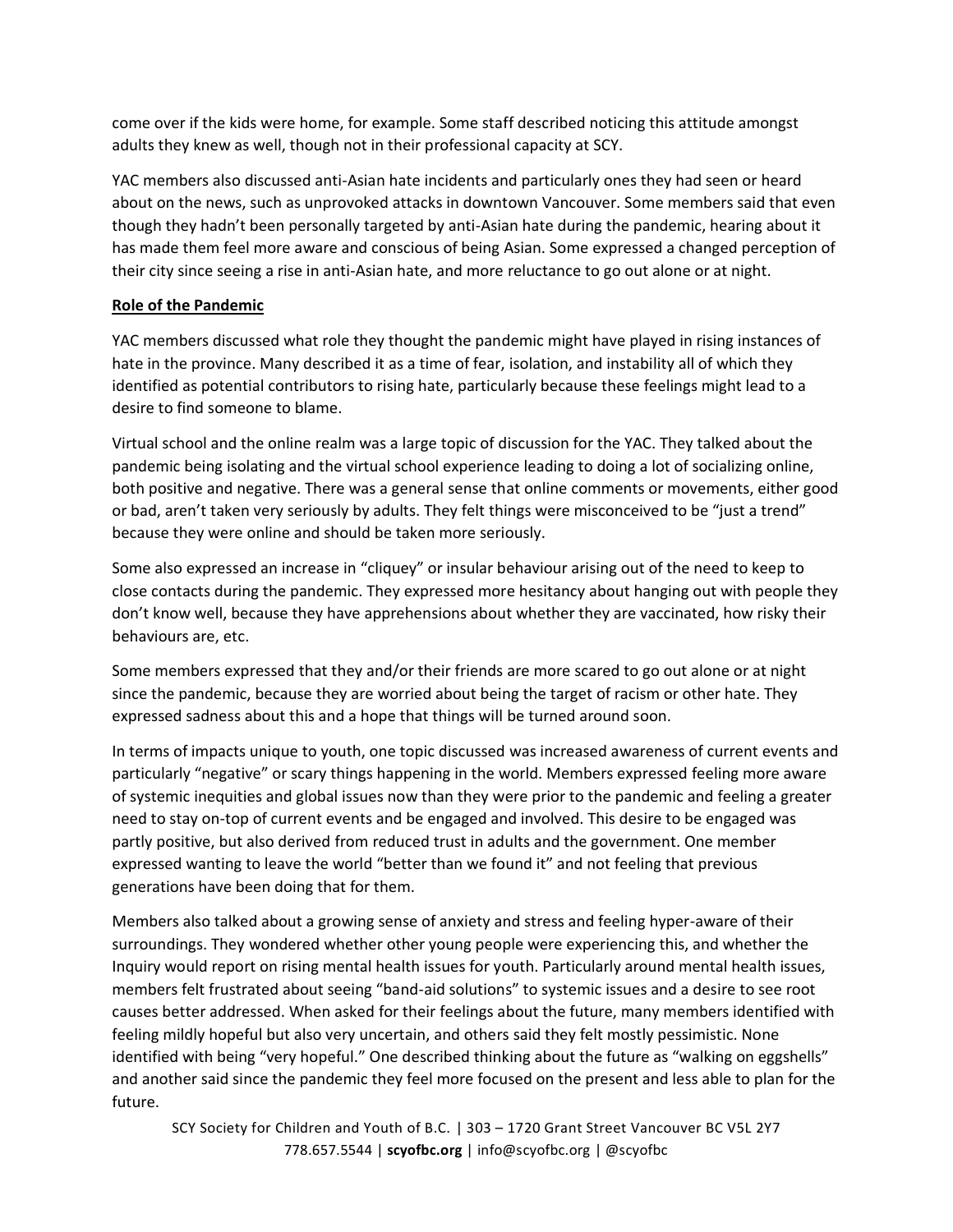come over if the kids were home, for example. Some staff described noticing this attitude amongst adults they knew as well, though not in their professional capacity at SCY.

YAC members also discussed anti-Asian hate incidents and particularly ones they had seen or heard about on the news, such as unprovoked attacks in downtown Vancouver. Some members said that even though they hadn't been personally targeted by anti-Asian hate during the pandemic, hearing about it has made them feel more aware and conscious of being Asian. Some expressed a changed perception of their city since seeing a rise in anti-Asian hate, and more reluctance to go out alone or at night.

**Role of the Pandemic**

YAC members discussed what role they thought the pandemic might have played in rising instances of hate in the province. Many described it as a time of fear, isolation, and instability all of which they identified as potential contributors to rising hate, particularly because these feelings might lead to a desire to find someone to blame.

Virtual school and the online realm was a large topic of discussion for the YAC. They talked about the pandemic being isolating and the virtual school experience leading to doing a lot of socializing online, both positive and negative. There was a general sense that online comments or movements, either good or bad, aren't taken very seriously by adults. They felt things were misconceived to be "just a trend" because they were online and should be taken more seriously.

Some also expressed an increase in "cliquey" or insular behaviour arising out of the need to keep to close contacts during the pandemic. They expressed more hesitancy about hanging out with people they don't know well, because they have apprehensions about whether they are vaccinated, how risky their behaviours are, etc.

Some members expressed that they and/or their friends are more scared to go out alone or at night since the pandemic, because they are worried about being the target of racism or other hate. They expressed sadness about this and a hope that things will be turned around soon.

In terms of impacts unique to youth, one topic discussed was increased awareness of current events and particularly "negative" or scary things happening in the world. Members expressed feeling more aware of systemic inequities and global issues now than they were prior to the pandemic and feeling a greater need to stay on-top of current events and be engaged and involved. This desire to be engaged was partly positive, but also derived from reduced trust in adults and the government. One member expressed wanting to leave the world "better than we found it" and not feeling that previous generations have been doing that for them.

Members also talked about a growing sense of anxiety and stress and feeling hyper-aware of their surroundings. They wondered whether other young people were experiencing this, and whether the Inquiry would report on rising mental health issues for youth. Particularly around mental health issues, members felt frustrated about seeing "band-aid solutions" to systemic issues and a desire to see root causes better addressed. When asked for their feelings about the future, many members identified with feeling mildly hopeful but also very uncertain, and others said they felt mostly pessimistic. None identified with being "very hopeful." One described thinking about the future as "walking on eggshells" and another said since the pandemic they feel more focused on the present and less able to plan for the future.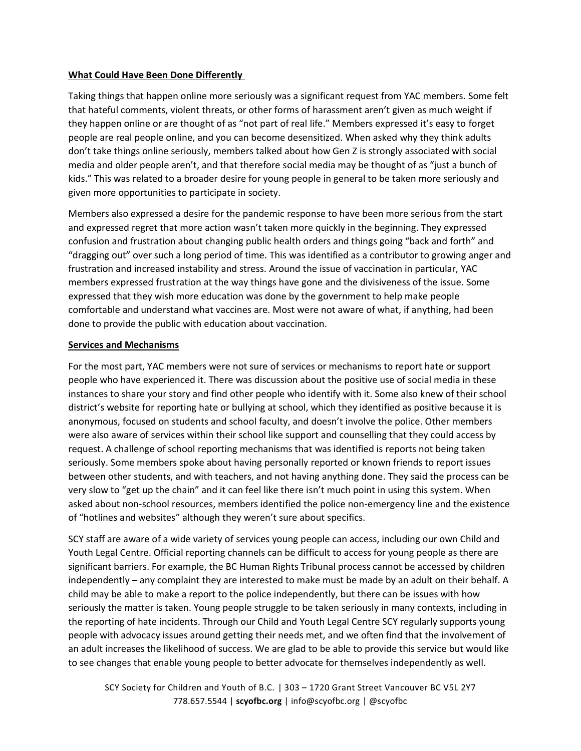**What Could Have Been Done Differently**

Taking things that happen online more seriously was a significant request from YAC members. Some felt that hateful comments, violent threats, or other forms of harassment aren't given as much weight if they happen online or are thought of as "not part of real life." Members expressed it's easy to forget people are real people online, and you can become desensitized. When asked why they think adults don't take things online seriously, members talked about how Gen Z is strongly associated with social media and older people aren't, and that therefore social media may be thought of as "just a bunch of kids." This was related to a broader desire for young people in general to be taken more seriously and given more opportunities to participate in society.

Members also expressed a desire for the pandemic response to have been more serious from the start and expressed regret that more action wasn't taken more quickly in the beginning. They expressed confusion and frustration about changing public health orders and things going "back and forth" and "dragging out" over such a long period of time. This was identified as a contributor to growing anger and frustration and increased instability and stress. Around the issue of vaccination in particular, YAC members expressed frustration at the way things have gone and the divisiveness of the issue. Some expressed that they wish more education was done by the government to help make people comfortable and understand what vaccines are. Most were not aware of what, if anything, had been done to provide the public with education about vaccination.

**Services and Mechanisms**

For the most part, YAC members were not sure of services or mechanisms to report hate or support people who have experienced it. There was discussion about the positive use of social media in these instances to share your story and find other people who identify with it. Some also knew of their school district's website for reporting hate or bullying at school, which they identified as positive because it is anonymous, focused on students and school faculty, and doesn't involve the police. Other members were also aware of services within their school like support and counselling that they could access by request. A challenge of school reporting mechanisms that was identified is reports not being taken seriously. Some members spoke about having personally reported or known friends to report issues between other students, and with teachers, and not having anything done. They said the process can be very slow to "get up the chain" and it can feel like there isn't much point in using this system. When asked about non-school resources, members identified the police non-emergency line and the existence of "hotlines and websites" although they weren't sure about specifics.

SCY staff are aware of a wide variety of services young people can access, including our own Child and Youth Legal Centre. Official reporting channels can be difficult to access for young people as there are significant barriers. For example, the BC Human Rights Tribunal process cannot be accessed by children independently – any complaint they are interested to make must be made by an adult on their behalf. A child may be able to make a report to the police independently, but there can be issues with how seriously the matter is taken. Young people struggle to be taken seriously in many contexts, including in the reporting of hate incidents. Through our Child and Youth Legal Centre SCY regularly supports young people with advocacy issues around getting their needs met, and we often find that the involvement of an adult increases the likelihood of success. We are glad to be able to provide this service but would like to see changes that enable young people to better advocate for themselves independently as well.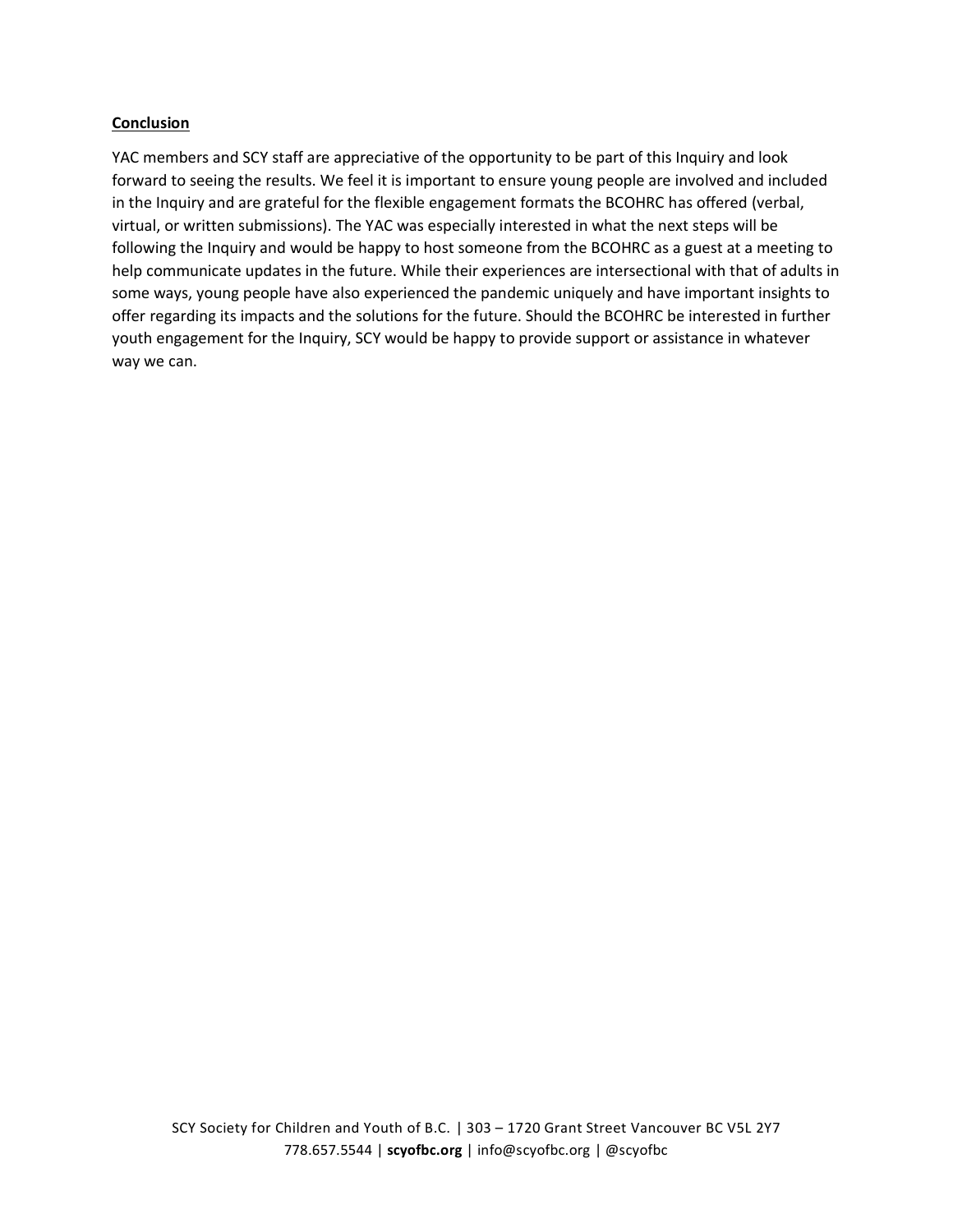**Conclusion**

YAC members and SCY staff are appreciative of the opportunity to be part of this Inquiry and look forward to seeing the results. We feel it is important to ensure young people are involved and included in the Inquiry and are grateful for the flexible engagement formats the BCOHRC has offered (verbal, virtual, or written submissions). The YAC was especially interested in what the next steps will be following the Inquiry and would be happy to host someone from the BCOHRC as a guest at a meeting to help communicate updates in the future. While their experiences are intersectional with that of adults in some ways, young people have also experienced the pandemic uniquely and have important insights to offer regarding its impacts and the solutions for the future. Should the BCOHRC be interested in further youth engagement for the Inquiry, SCY would be happy to provide support or assistance in whatever way we can.